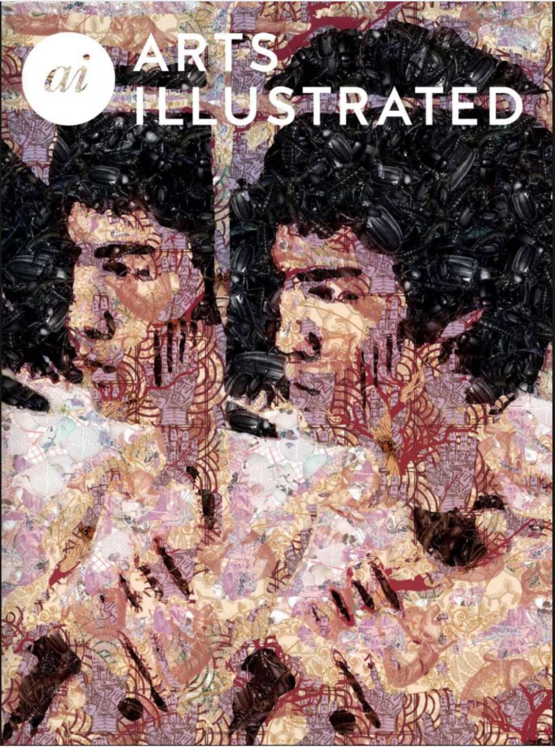# ARTS ILLUSTRATED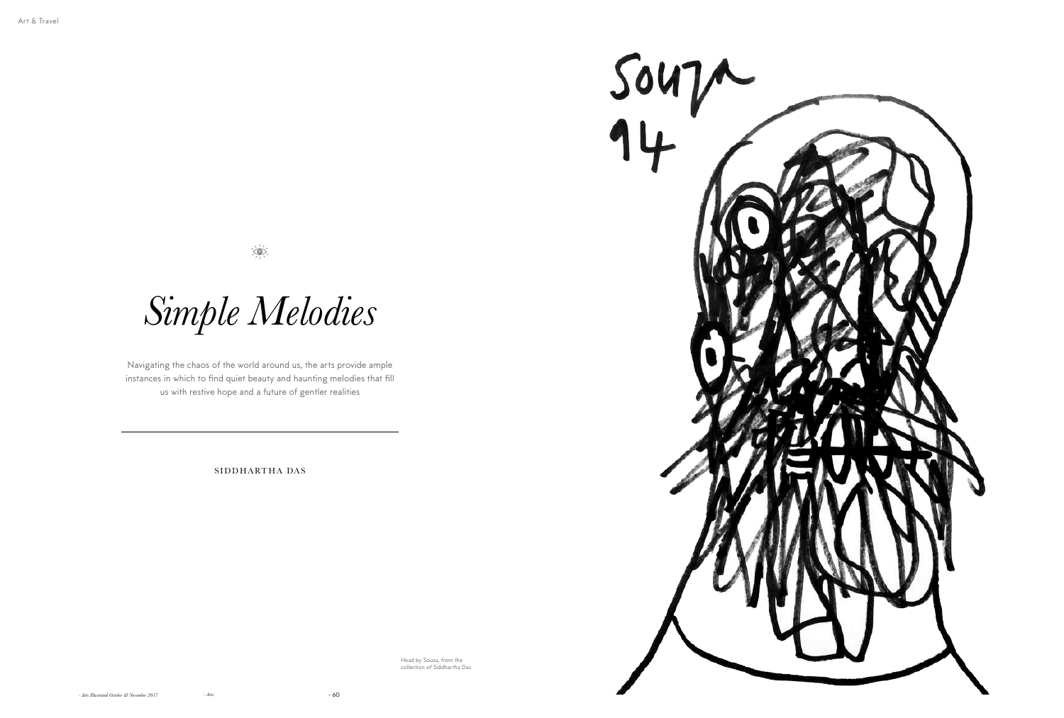# *Simple Melodies*

Navigating the chaos of the world around us, the arts provide ample instances in which to find quiet beauty and haunting melodies that fill us with restive hope and a future of gentler realities

---

SIDDHARTHA DAS

Head by Souza, from the collection of Siddhartha Das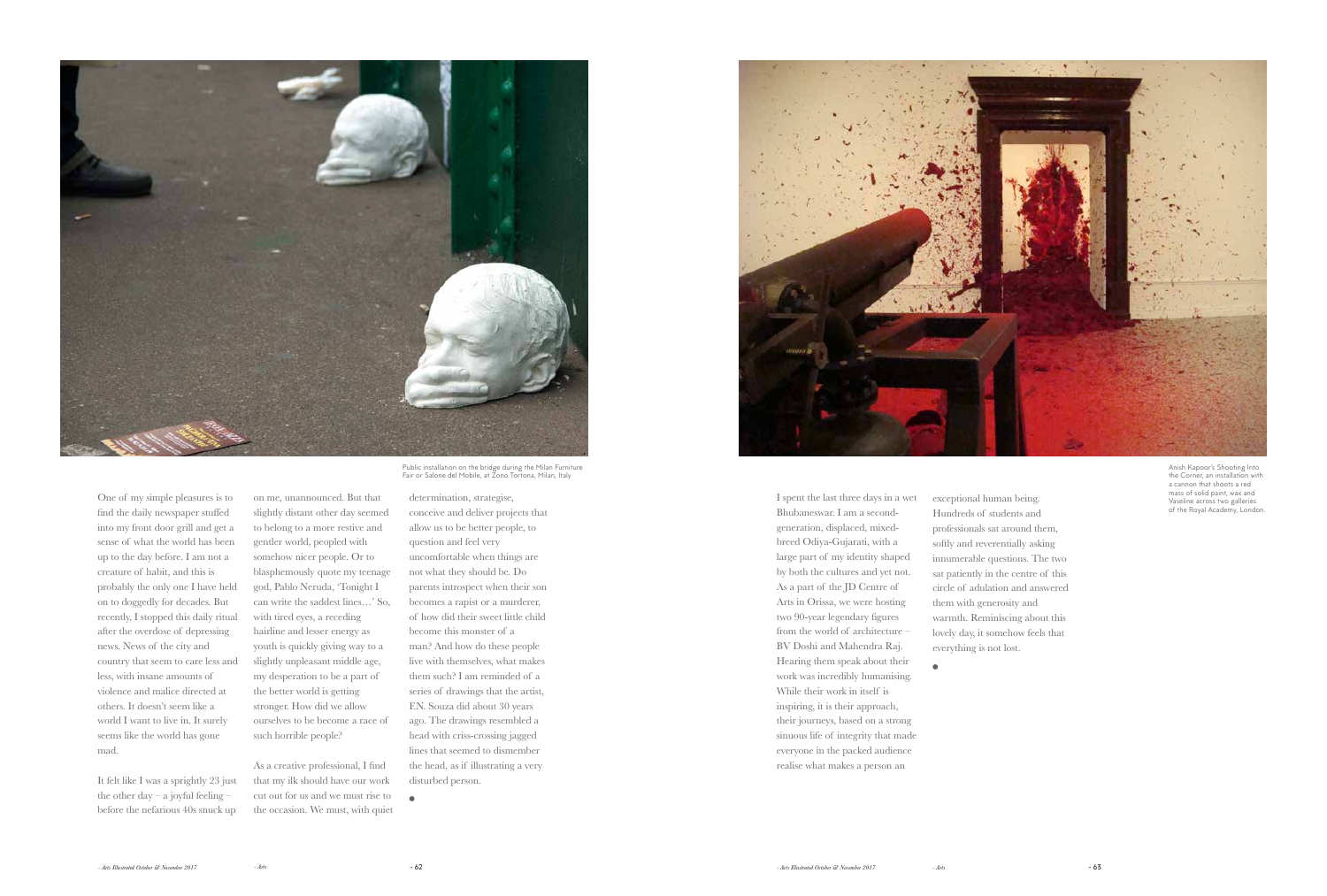Public installation on the bridge during the Milan Furniture Fair or Salone del Mobile, at Zono Tortona, Milan, Italy

One of my simple pleasures is to find the daily newspaper stuffed into my front door grill and get a sense of what the world has been up to the day before. I am not a creature of habit, and this is probably the only one I have held on to doggedly for decades. But recently, I stopped this daily ritual after the overdose of depressing news. News of the city and country that seem to care less and less, with insane amounts of violence and malice directed at others. It doesn't seem like a world I want to live in. It surely seems like the world has gone mad.

It felt like I was a sprightly 23 just the other day – a joyful feeling – before the nefarious 40s snuck up on me, unannounced. But that slightly distant other day seemed to belong to a more restive and gentler world, peopled with somehow nicer people. Or to blasphemously quote my teenage god, Pablo Neruda, 'Tonight I can write the saddest lines…' So, with tired eyes, a receding hairline and lesser energy as youth is quickly giving way to a slightly unpleasant middle age, my desperation to be a part of the better world is getting stronger. How did we allow ourselves to be become a race of such horrible people?

As a creative professional, I find that my ilk should have our work cut out for us and we must rise to the occasion. We must, with quiet determination, strategise, conceive and deliver projects that allow us to be better people, to question and feel very uncomfortable when things are not what they should be. Do parents introspect when their son becomes a rapist or a murderer, of how did their sweet little child become this monster of a man? And how do these people live with themselves, what makes them such? I am reminded of a series of drawings that the artist, F.N. Souza did about 30 years ago. The drawings resembled a head with criss-crossing jagged lines that seemed to dismember the head, as if illustrating a very disturbed person.

Anish Kapoor's Shooting Into the Corner, an installation with a cannon that shoots a red mass of solid paint, wax and Vaseline across two galleries of the Royal Academy, London.

I spent the last three days in a wet Bhubaneswar. I am a second-generation, displaced, mixed-breed Odiya-Gujarati, with a large part of my identity shaped by both the cultures and yet not. As a part of the JD Centre of Arts in Orissa, we were hosting two 90-year legendary figures from the world of architecture – BV Doshi and Mahendra Raj. Hearing them speak about their work was incredibly humanising. While their work in itself is inspiring, it is their approach, their journeys, based on a strong sinuous life of integrity that made everyone in the packed audience realise what makes a person an exceptional human being. Hundreds of students and professionals sat around them, softly and reverentially asking innumerable questions. The two sat patiently in the centre of this circle of adulation and answered them with generosity and warmth. Reminiscing about this lovely day, it somehow feels that everything is not lost.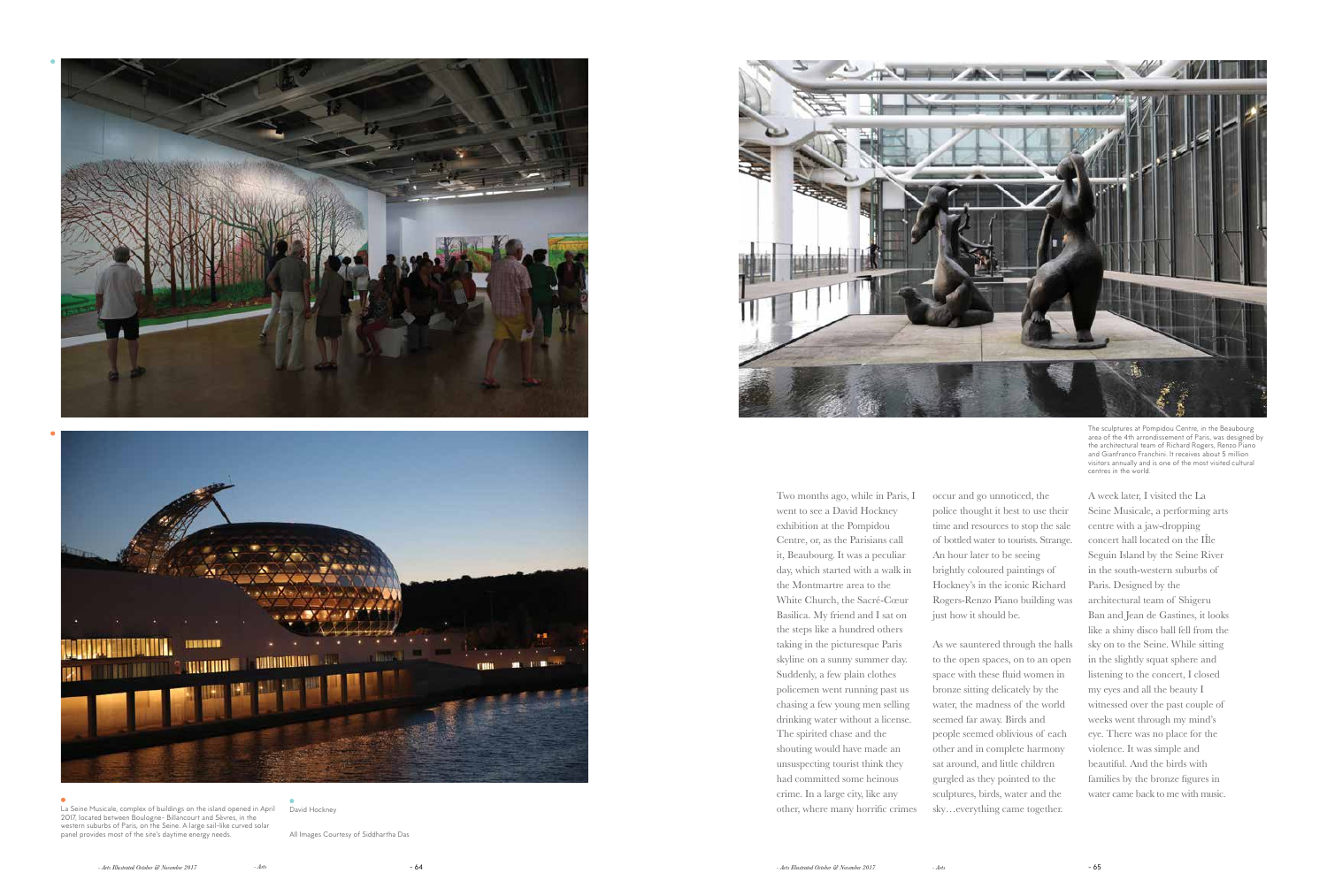La Seine Musicale, complex of buildings on the island opened in April 2017, located between Boulogne- Billancourt and Sèvres, in the western suburbs of Paris, on the Seine. A large sail-like curved solar panel provides most of the site's daytime energy needs.

David Hockney

All Images Courtesy of Siddhartha Das

The sculptures at Pompidou Centre, in the Beaubourg area of the 4th arrondissement of Paris, was designed by the architectural team of Richard Rogers, Renzo Piano and Gianfranco Franchini. It receives about 5 million visitors annually and is one of the most visited cultural centres in the world.

Two months ago, while in Paris, I went to see a David Hockney exhibition at the Pompidou Centre, or, as the Parisians call it, Beaubourg. It was a peculiar day, which started with a walk in the Montmartre area to the White Church, the Sacré-Cœur Basilica. My friend and I sat on the steps like a hundred others taking in the picturesque Paris skyline on a sunny summer day. Suddenly, a few plain clothes policemen went running past us chasing a few young men selling drinking water without a license. The spirited chase and the shouting would have made an unsuspecting tourist think they had committed some heinous crime. In a large city, like any other, where many horrific crimes occur and go unnoticed, the police thought it best to use their time and resources to stop the sale of bottled water to tourists. Strange. An hour later to be seeing brightly coloured paintings of Hockney's in the iconic Richard Rogers-Renzo Piano building was just how it should be.

As we sauntered through the halls to the open spaces, on to an open space with these fluid women in bronze sitting delicately by the water, the madness of the world seemed far away. Birds and people seemed oblivious of each other and in complete harmony sat around, and little children gurgled as they pointed to the sculptures, birds, water and the sky…everything came together.

A week later, I visited the La Seine Musicale, a performing arts centre with a jaw-dropping concert hall located on the Île Seguin Island by the Seine River in the south-western suburbs of Paris. Designed by the architectural team of Shigeru Ban and Jean de Gastines, it looks like a shiny disco ball fell from the sky on to the Seine. While sitting in the slightly squat sphere and listening to the concert, I closed my eyes and all the beauty I witnessed over the past couple of weeks went through my mind's eye. There was no place for the violence. It was simple and beautiful. And the birds with families by the bronze figures in water came back to me with music.